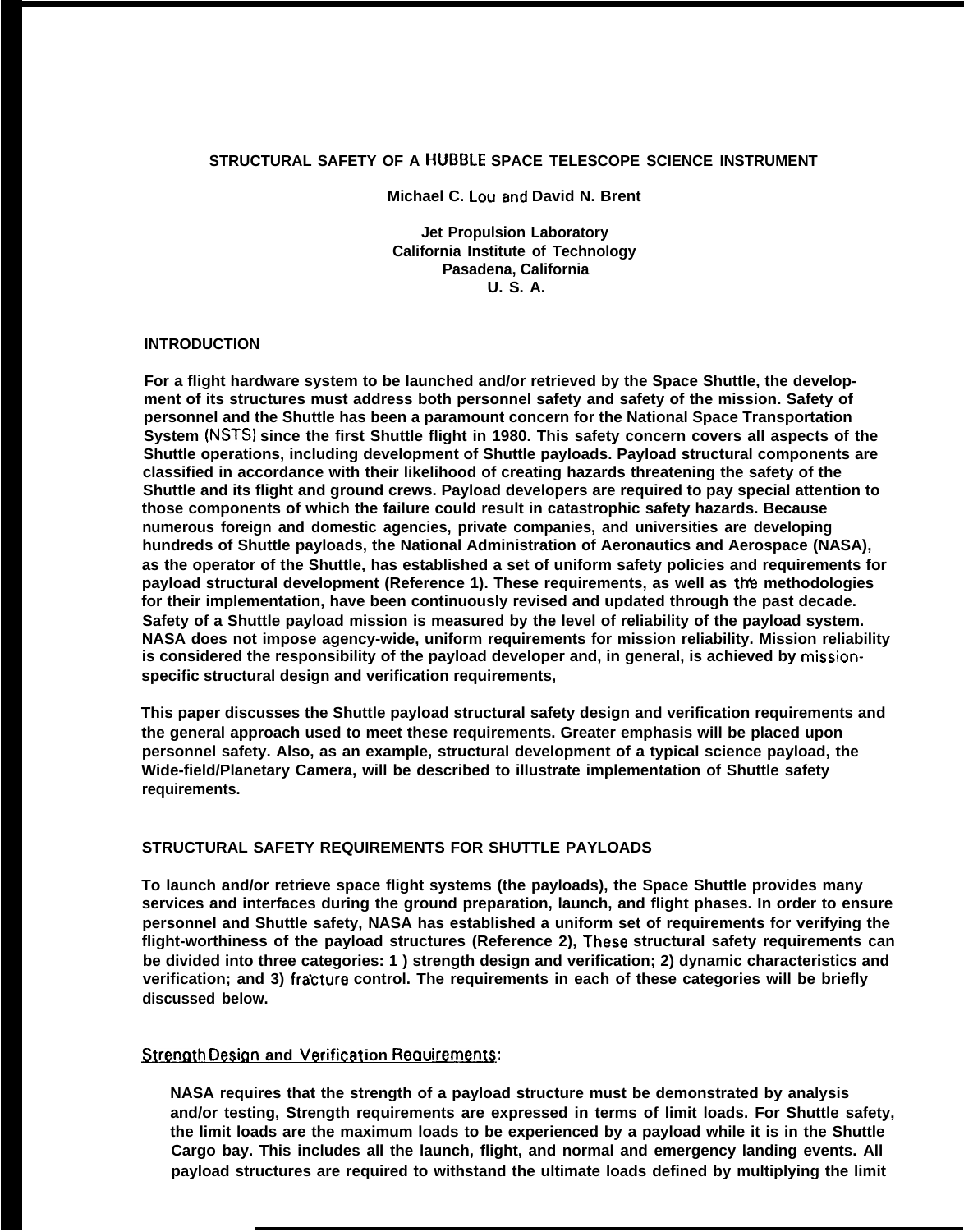# STRUCTURAL SAFETY OF A HUBBLE SPACE TELESCOPE SCIENCE INSTRUMENT

**Michael C. Lou and David N. Brent**

**Jet Propulsion Laboratory**
**California Institute of Technology**
**Pasadena, California**
**U. S. A.**

## INTRODUCTION

For a flight hardware system to be launched and/or retrieved by the Space Shuttle, the development of its structures must address both personnel safety and safety of the mission. Safety of personnel and the Shuttle has been a paramount concern for the National Space Transportation System (NSTS) since the first Shuttle flight in 1980. This safety concern covers all aspects of the Shuttle operations, including development of Shuttle payloads. Payload structural components are classified in accordance with their likelihood of creating hazards threatening the safety of the Shuttle and its flight and ground crews. Payload developers are required to pay special attention to those components of which the failure could result in catastrophic safety hazards. Because numerous foreign and domestic agencies, private companies, and universities are developing hundreds of Shuttle payloads, the National Administration of Aeronautics and Aerospace (NASA), as the operator of the Shuttle, has established a set of uniform safety policies and requirements for payload structural development (Reference 1). These requirements, as well as the methodologies for their implementation, have been continuously revised and updated through the past decade. Safety of a Shuttle payload mission is measured by the level of reliability of the payload system. NASA does not impose agency-wide, uniform requirements for mission reliability. Mission reliability is considered the responsibility of the payload developer and, in general, is achieved by mission-specific structural design and verification requirements,

This paper discusses the Shuttle payload structural safety design and verification requirements and the general approach used to meet these requirements. Greater emphasis will be placed upon personnel safety. Also, as an example, structural development of a typical science payload, the Wide-field/Planetary Camera, will be described to illustrate implementation of Shuttle safety requirements.

## STRUCTURAL SAFETY REQUIREMENTS FOR SHUTTLE PAYLOADS

To launch and/or retrieve space flight systems (the payloads), the Space Shuttle provides many services and interfaces during the ground preparation, launch, and flight phases. In order to ensure personnel and Shuttle safety, NASA has established a uniform set of requirements for verifying the flight-worthiness of the payload structures (Reference 2), These structural safety requirements can be divided into three categories: 1 ) strength design and verification; 2) dynamic characteristics and verification; and 3) fracture control. The requirements in each of these categories will be briefly discussed below.

### Strength Design and Verification Requirements:

NASA requires that the strength of a payload structure must be demonstrated by analysis and/or testing, Strength requirements are expressed in terms of limit loads. For Shuttle safety, the limit loads are the maximum loads to be experienced by a payload while it is in the Shuttle Cargo bay. This includes all the launch, flight, and normal and emergency landing events. All payload structures are required to withstand the ultimate loads defined by multiplying the limit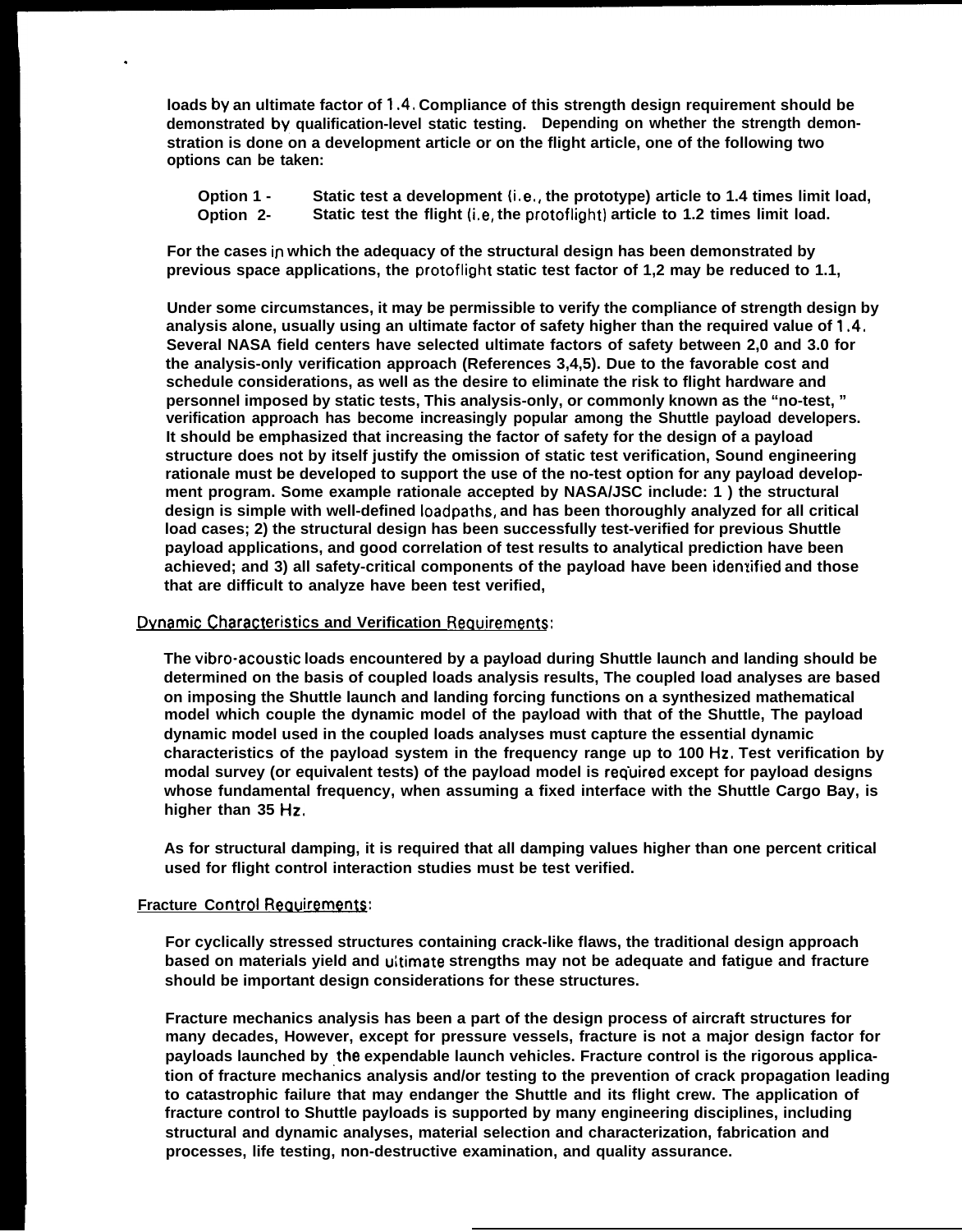loads by an ultimate factor of 1.4. Compliance of this strength design requirement should be demonstrated by qualification-level static testing. Depending on whether the strength demonstration is done on a development article or on the flight article, one of the following two options can be taken:

- Option 1 - Static test a development (i.e., the prototype) article to 1.4 times limit load,
- Option 2- Static test the flight (i.e, the protoflight) article to 1.2 times limit load.

For the cases in which the adequacy of the structural design has been demonstrated by previous space applications, the protoflight static test factor of 1,2 may be reduced to 1.1,

Under some circumstances, it may be permissible to verify the compliance of strength design by analysis alone, usually using an ultimate factor of safety higher than the required value of 1.4. Several NASA field centers have selected ultimate factors of safety between 2,0 and 3.0 for the analysis-only verification approach (References 3,4,5). Due to the favorable cost and schedule considerations, as well as the desire to eliminate the risk to flight hardware and personnel imposed by static tests, This analysis-only, or commonly known as the "no-test, " verification approach has become increasingly popular among the Shuttle payload developers. It should be emphasized that increasing the factor of safety for the design of a payload structure does not by itself justify the omission of static test verification, Sound engineering rationale must be developed to support the use of the no-test option for any payload development program. Some example rationale accepted by NASA/JSC include: 1 ) the structural design is simple with well-defined loadpaths, and has been thoroughly analyzed for all critical load cases; 2) the structural design has been successfully test-verified for previous Shuttle payload applications, and good correlation of test results to analytical prediction have been achieved; and 3) all safety-critical components of the payload have been identified and those that are difficult to analyze have been test verified,

## Dynamic Characteristics and Verification Requirements:

The vibro-acoustic loads encountered by a payload during Shuttle launch and landing should be determined on the basis of coupled loads analysis results, The coupled load analyses are based on imposing the Shuttle launch and landing forcing functions on a synthesized mathematical model which couple the dynamic model of the payload with that of the Shuttle, The payload dynamic model used in the coupled loads analyses must capture the essential dynamic characteristics of the payload system in the frequency range up to 100 Hz. Test verification by modal survey (or equivalent tests) of the payload model is required except for payload designs whose fundamental frequency, when assuming a fixed interface with the Shuttle Cargo Bay, is higher than 35 Hz.

As for structural damping, it is required that all damping values higher than one percent critical used for flight control interaction studies must be test verified.

## Fracture Control Requirements:

For cyclically stressed structures containing crack-like flaws, the traditional design approach based on materials yield and ultimate strengths may not be adequate and fatigue and fracture should be important design considerations for these structures.

Fracture mechanics analysis has been a part of the design process of aircraft structures for many decades, However, except for pressure vessels, fracture is not a major design factor for payloads launched by the expendable launch vehicles. Fracture control is the rigorous application of fracture mechanics analysis and/or testing to the prevention of crack propagation leading to catastrophic failure that may endanger the Shuttle and its flight crew. The application of fracture control to Shuttle payloads is supported by many engineering disciplines, including structural and dynamic analyses, material selection and characterization, fabrication and processes, life testing, non-destructive examination, and quality assurance.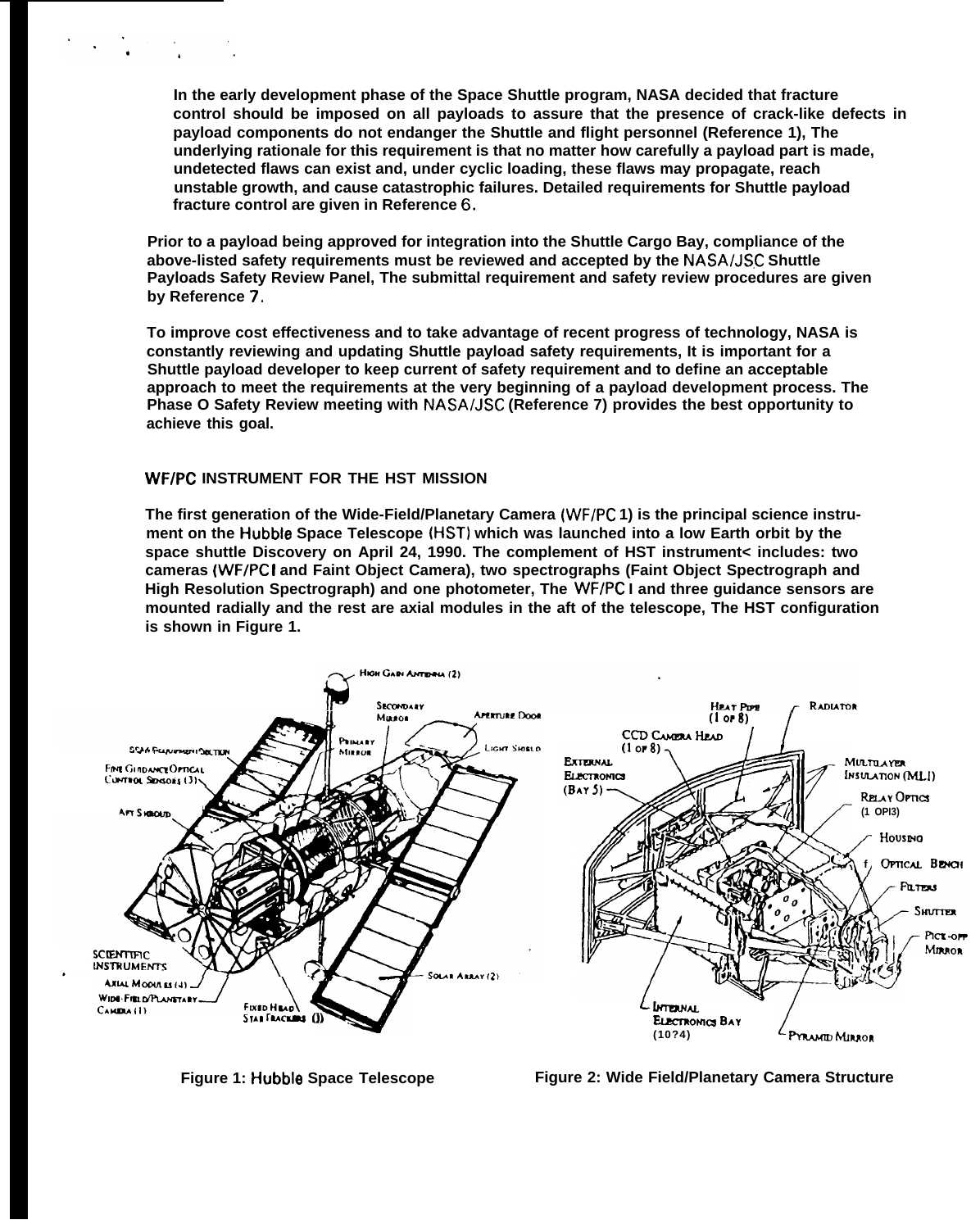In the early development phase of the Space Shuttle program, NASA decided that fracture control should be imposed on all payloads to assure that the presence of crack-like defects in payload components do not endanger the Shuttle and flight personnel (Reference 1), The underlying rationale for this requirement is that no matter how carefully a payload part is made, undetected flaws can exist and, under cyclic loading, these flaws may propagate, reach unstable growth, and cause catastrophic failures. Detailed requirements for Shuttle payload fracture control are given in Reference 6.

Prior to a payload being approved for integration into the Shuttle Cargo Bay, compliance of the above-listed safety requirements must be reviewed and accepted by the NASA/JSC Shuttle Payloads Safety Review Panel, The submittal requirement and safety review procedures are given by Reference 7.

To improve cost effectiveness and to take advantage of recent progress of technology, NASA is constantly reviewing and updating Shuttle payload safety requirements, It is important for a Shuttle payload developer to keep current of safety requirement and to define an acceptable approach to meet the requirements at the very beginning of a payload development process. The Phase O Safety Review meeting with NASA/JSC (Reference 7) provides the best opportunity to achieve this goal.

## WF/PC INSTRUMENT FOR THE HST MISSION

The first generation of the Wide-Field/Planetary Camera (WF/PC 1) is the principal science instrument on the Hubble Space Telescope (HST) which was launched into a low Earth orbit by the space shuttle Discovery on April 24, 1990. The complement of HST instrument< includes: two cameras (WF/PC I and Faint Object Camera), two spectrographs (Faint Object Spectrograph and High Resolution Spectrograph) and one photometer, The WF/PC I and three guidance sensors are mounted radially and the rest are axial modules in the aft of the telescope, The HST configuration is shown in Figure 1.

Figure 1: Hubble Space Telescope

Figure 2: Wide Field/Planetary Camera Structure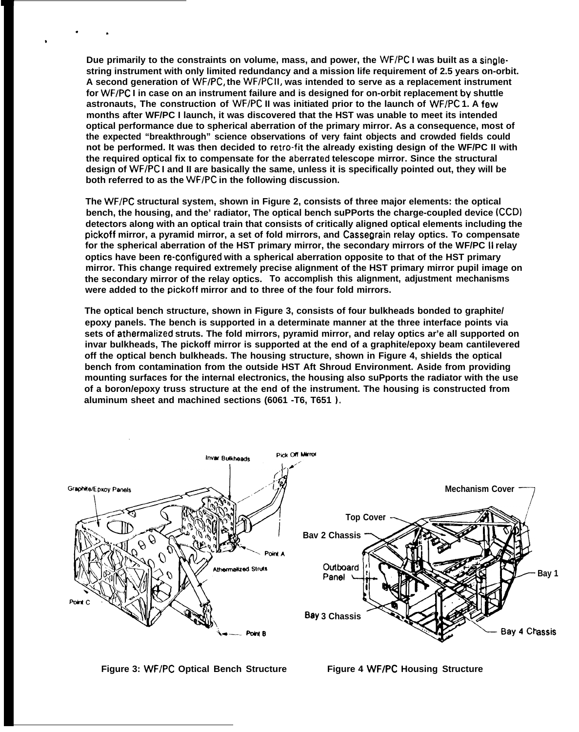Due primarily to the constraints on volume, mass, and power, the WF/PC I was built as a single-string instrument with only limited redundancy and a mission life requirement of 2.5 years on-orbit. A second generation of WF/PC, the WF/PC II, was intended to serve as a replacement instrument for WF/PC I in case on an instrument failure and is designed for on-orbit replacement by shuttle astronauts, The construction of WF/PC II was initiated prior to the launch of WF/PC 1. A few months after WF/PC I launch, it was discovered that the HST was unable to meet its intended optical performance due to spherical aberration of the primary mirror. As a consequence, most of the expected "breakthrough" science observations of very faint objects and crowded fields could not be performed. It was then decided to retro-fit the already existing design of the WF/PC II with the required optical fix to compensate for the aberrated telescope mirror. Since the structural design of WF/PC I and II are basically the same, unless it is specifically pointed out, they will be both referred to as the WF/PC in the following discussion.

The WF/PC structural system, shown in Figure 2, consists of three major elements: the optical bench, the housing, and the' radiator, The optical bench suPPorts the charge-coupled device (CCD) detectors along with an optical train that consists of critically aligned optical elements including the pickoff mirror, a pyramid mirror, a set of fold mirrors, and Cassegrain relay optics. To compensate for the spherical aberration of the HST primary mirror, the secondary mirrors of the WF/PC II relay optics have been re-configured with a spherical aberration opposite to that of the HST primary mirror. This change required extremely precise alignment of the HST primary mirror pupil image on the secondary mirror of the relay optics. To accomplish this alignment, adjustment mechanisms were added to the pickoff mirror and to three of the four fold mirrors.

The optical bench structure, shown in Figure 3, consists of four bulkheads bonded to graphite/epoxy panels. The bench is supported in a determinate manner at the three interface points via sets of athermalized struts. The fold mirrors, pyramid mirror, and relay optics ar'e all supported on invar bulkheads, The pickoff mirror is supported at the end of a graphite/epoxy beam cantilevered off the optical bench bulkheads. The housing structure, shown in Figure 4, shields the optical bench from contamination from the outside HST Aft Shroud Environment. Aside from providing mounting surfaces for the internal electronics, the housing also suPports the radiator with the use of a boron/epoxy truss structure at the end of the instrument. The housing is constructed from aluminum sheet and machined sections (6061 -T6, T651 ).

Figure 3: WF/PC Optical Bench Structure

Figure 4 WF/PC Housing Structure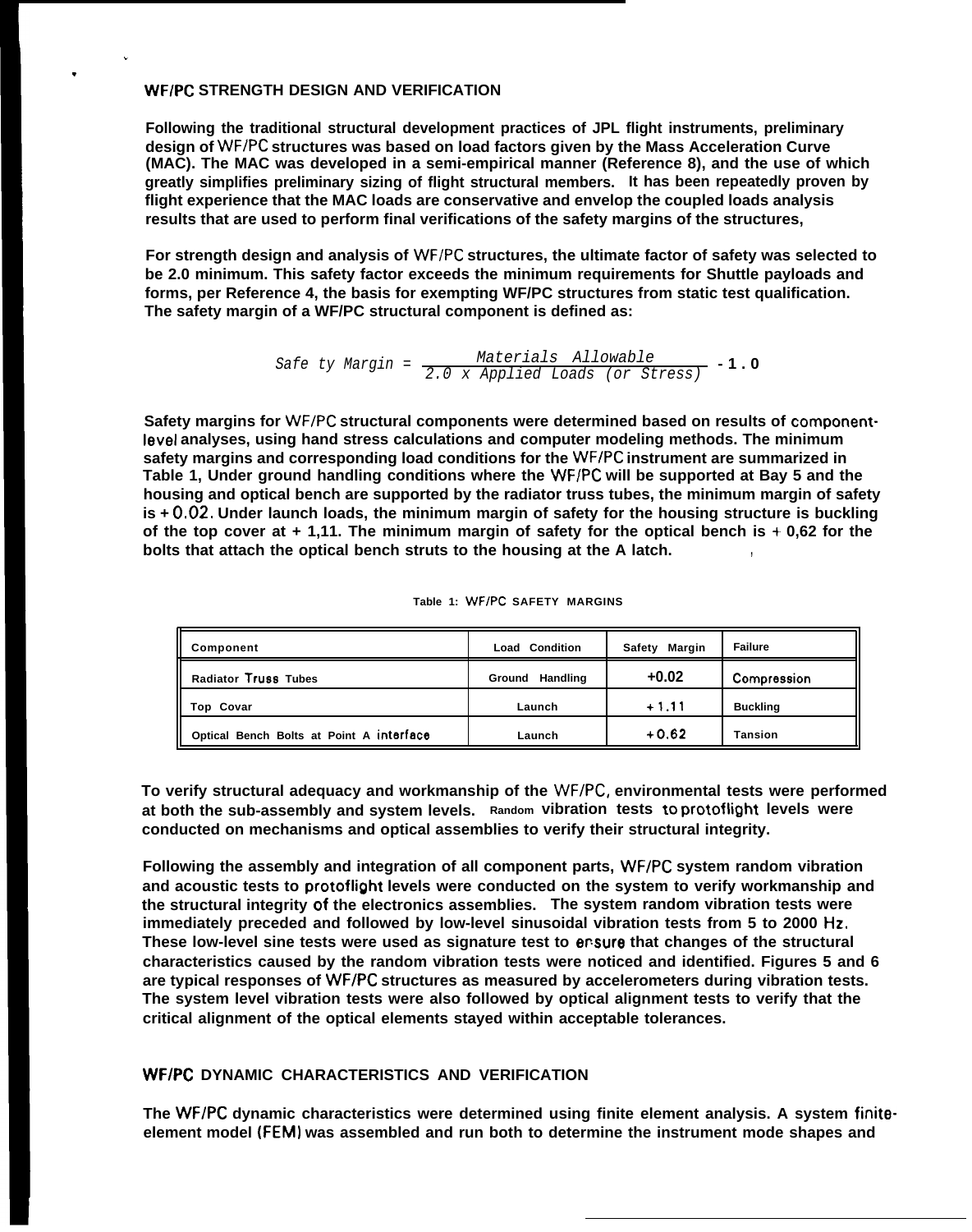## WF/PC STRENGTH DESIGN AND VERIFICATION

Following the traditional structural development practices of JPL flight instruments, preliminary design of WF/PC structures was based on load factors given by the Mass Acceleration Curve (MAC). The MAC was developed in a semi-empirical manner (Reference 8), and the use of which greatly simplifies preliminary sizing of flight structural members. It has been repeatedly proven by flight experience that the MAC loads are conservative and envelop the coupled loads analysis results that are used to perform final verifications of the safety margins of the structures,

For strength design and analysis of WF/PC structures, the ultimate factor of safety was selected to be 2.0 minimum. This safety factor exceeds the minimum requirements for Shuttle payloads and forms, per Reference 4, the basis for exempting WF/PC structures from static test qualification. The safety margin of a WF/PC structural component is defined as:

$$\text{Safety Margin} = \frac{\text{Materials Allowable}}{2.0 \times \text{Applied Loads (or Stress)}} - 1.0$$

Safety margins for WF/PC structural components were determined based on results of component-level analyses, using hand stress calculations and computer modeling methods. The minimum safety margins and corresponding load conditions for the WF/PC instrument are summarized in Table 1, Under ground handling conditions where the WF/PC will be supported at Bay 5 and the housing and optical bench are supported by the radiator truss tubes, the minimum margin of safety is + 0.02. Under launch loads, the minimum margin of safety for the housing structure is buckling of the top cover at + 1,11. The minimum margin of safety for the optical bench is + 0,62 for the bolts that attach the optical bench struts to the housing at the A latch.

Table 1: WF/PC SAFETY MARGINS

| Component | Load Condition | Safety Margin | Failure |
|---|---|---|---|
| Radiator Truss Tubes | Ground Handling | +0.02 | Compression |
| Top Covar | Launch | + 1.11 | Buckling |
| Optical Bench Bolts at Point A interface | Launch | + 0.62 | Tansion |

To verify structural adequacy and workmanship of the WF/PC, environmental tests were performed at both the sub-assembly and system levels. Random vibration tests to protoflight levels were conducted on mechanisms and optical assemblies to verify their structural integrity.

Following the assembly and integration of all component parts, WF/PC system random vibration and acoustic tests to protoflight levels were conducted on the system to verify workmanship and the structural integrity of the electronics assemblies. The system random vibration tests were immediately preceded and followed by low-level sinusoidal vibration tests from 5 to 2000 Hz. These low-level sine tests were used as signature test to ensure that changes of the structural characteristics caused by the random vibration tests were noticed and identified. Figures 5 and 6 are typical responses of WF/PC structures as measured by accelerometers during vibration tests. The system level vibration tests were also followed by optical alignment tests to verify that the critical alignment of the optical elements stayed within acceptable tolerances.

## WF/PC DYNAMIC CHARACTERISTICS AND VERIFICATION

The WF/PC dynamic characteristics were determined using finite element analysis. A system finite-element model (FEM) was assembled and run both to determine the instrument mode shapes and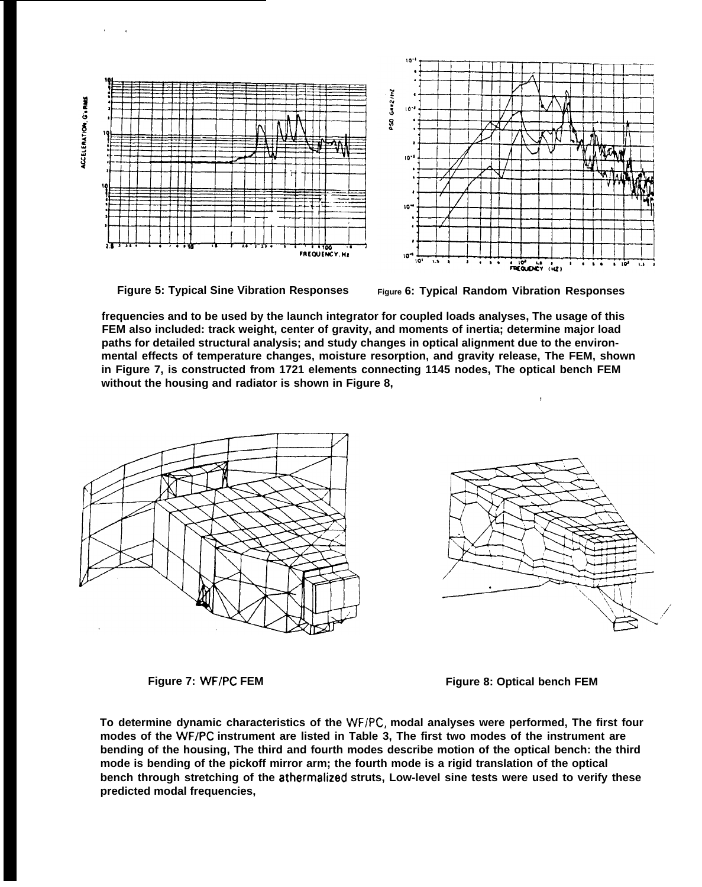Figure 5: Typical Sine Vibration Responses

Figure 6: Typical Random Vibration Responses

frequencies and to be used by the launch integrator for coupled loads analyses, The usage of this FEM also included: track weight, center of gravity, and moments of inertia; determine major load paths for detailed structural analysis; and study changes in optical alignment due to the environmental effects of temperature changes, moisture resorption, and gravity release, The FEM, shown in Figure 7, is constructed from 1721 elements connecting 1145 nodes, The optical bench FEM without the housing and radiator is shown in Figure 8,

Figure 7: WF/PC FEM

Figure 8: Optical bench FEM

To determine dynamic characteristics of the WF/PC, modal analyses were performed, The first four modes of the WF/PC instrument are listed in Table 3, The first two modes of the instrument are bending of the housing, The third and fourth modes describe motion of the optical bench: the third mode is bending of the pickoff mirror arm; the fourth mode is a rigid translation of the optical bench through stretching of the athermalized struts, Low-level sine tests were used to verify these predicted modal frequencies,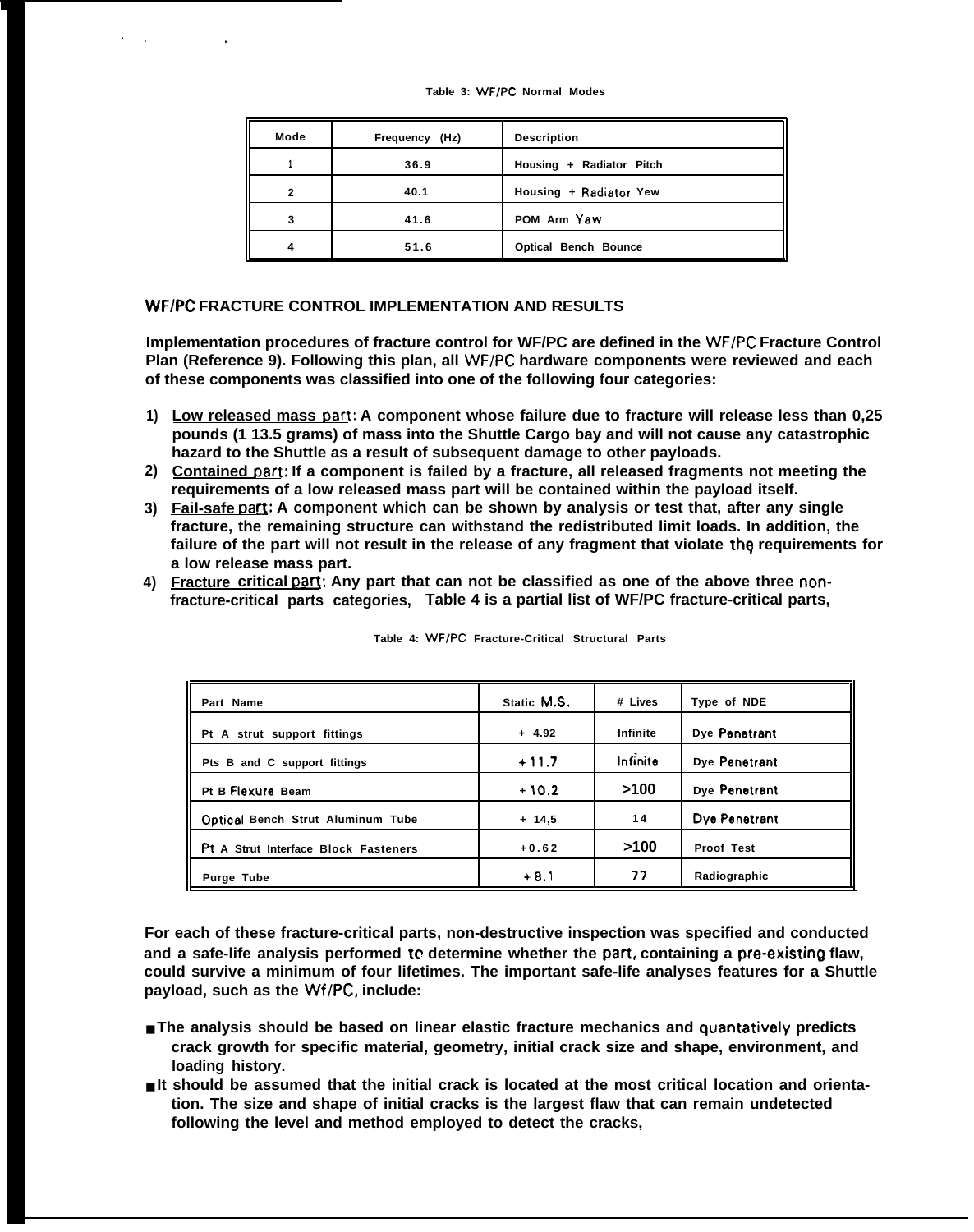Table 3: WF/PC Normal Modes

| Mode | Frequency (Hz) | Description |
|---|---|---|
| 1 | 36.9 | Housing + Radiator Pitch |
| 2 | 40.1 | Housing + Radiator Yew |
| 3 | 41.6 | POM Arm Yaw |
| 4 | 51.6 | Optical Bench Bounce |

## WF/PC FRACTURE CONTROL IMPLEMENTATION AND RESULTS

**Implementation procedures of fracture control for WF/PC are defined in the WF/PC Fracture Control Plan (Reference 9). Following this plan, all WF/PC hardware components were reviewed and each of these components was classified into one of the following four categories:**

1) **<u>Low released mass part</u>: A component whose failure due to fracture will release less than 0,25 pounds (1 13.5 grams) of mass into the Shuttle Cargo bay and will not cause any catastrophic hazard to the Shuttle as a result of subsequent damage to other payloads.**
2) **<u>Contained part</u>: If a component is failed by a fracture, all released fragments not meeting the requirements of a low released mass part will be contained within the payload itself.**
3) **<u>Fail-safe part</u>: A component which can be shown by analysis or test that, after any single fracture, the remaining structure can withstand the redistributed limit loads. In addition, the failure of the part will not result in the release of any fragment that violate the requirements for a low release mass part.**
4) **<u>Fracture critical part</u>: Any part that can not be classified as one of the above three non-fracture-critical parts categories, Table 4 is a partial list of WF/PC fracture-critical parts,**

Table 4: WF/PC Fracture-Critical Structural Parts

| Part Name | Static M.S. | # Lives | Type of NDE |
|---|---|---|---|
| Pt A strut support fittings | + 4.92 | Infinite | Dye Penetrant |
| Pts B and C support fittings | + 11.7 | Infinite | Dye Penetrant |
| Pt B Flexure Beam | + 10.2 | >100 | Dye Penetrant |
| Optical Bench Strut Aluminum Tube | + 14,5 | 14 | Dye Penetrant |
| Pt A Strut Interface Block Fasteners | +0.62 | >100 | Proof Test |
| Purge Tube | + 8.1 | 77 | Radiographic |

**For each of these fracture-critical parts, non-destructive inspection was specified and conducted and a safe-life analysis performed to determine whether the part, containing a pre-existing flaw, could survive a minimum of four lifetimes. The important safe-life analyses features for a Shuttle payload, such as the Wf/PC, include:**

- **The analysis should be based on linear elastic fracture mechanics and quantatively predicts crack growth for specific material, geometry, initial crack size and shape, environment, and loading history.**
- **It should be assumed that the initial crack is located at the most critical location and orientation. The size and shape of initial cracks is the largest flaw that can remain undetected following the level and method employed to detect the cracks,**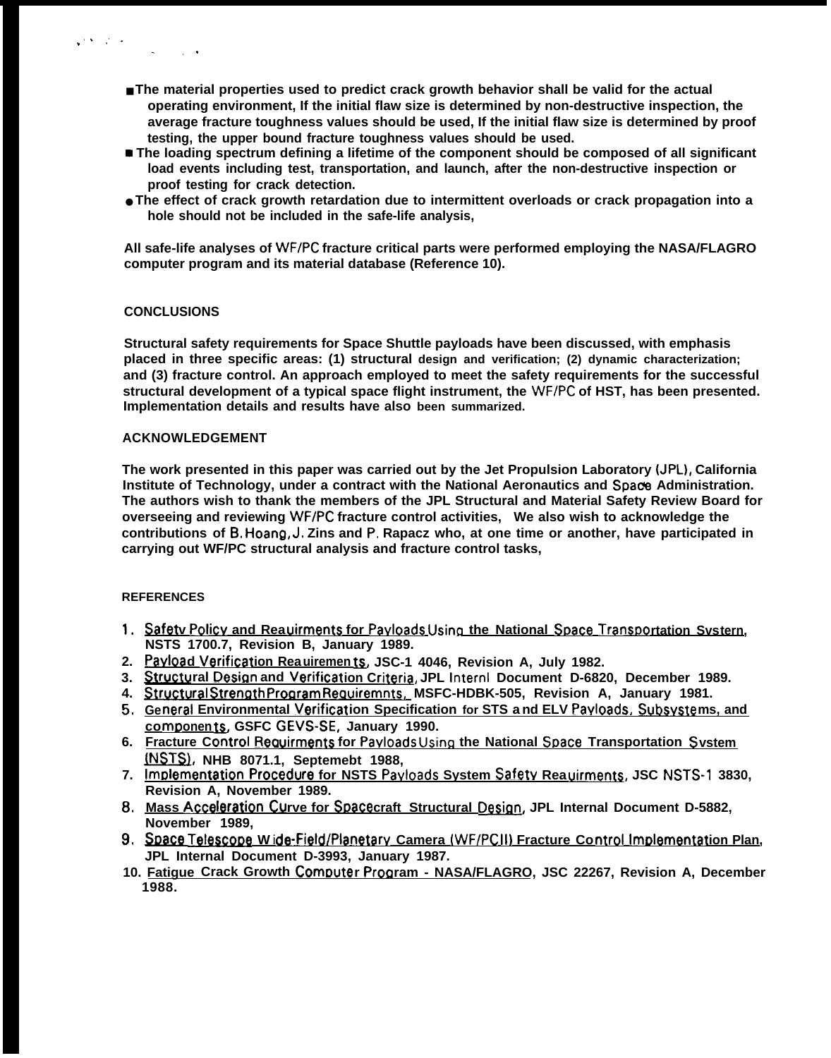- The material properties used to predict crack growth behavior shall be valid for the actual operating environment, If the initial flaw size is determined by non-destructive inspection, the average fracture toughness values should be used, If the initial flaw size is determined by proof testing, the upper bound fracture toughness values should be used.
- The loading spectrum defining a lifetime of the component should be composed of all significant load events including test, transportation, and launch, after the non-destructive inspection or proof testing for crack detection.
- The effect of crack growth retardation due to intermittent overloads or crack propagation into a hole should not be included in the safe-life analysis,

All safe-life analyses of WF/PC fracture critical parts were performed employing the NASA/FLAGRO computer program and its material database (Reference 10).

## CONCLUSIONS

Structural safety requirements for Space Shuttle payloads have been discussed, with emphasis placed in three specific areas: (1) structural design and verification; (2) dynamic characterization; and (3) fracture control. An approach employed to meet the safety requirements for the successful structural development of a typical space flight instrument, the WF/PC of HST, has been presented. Implementation details and results have also been summarized.

## ACKNOWLEDGEMENT

The work presented in this paper was carried out by the Jet Propulsion Laboratory (JPL), California Institute of Technology, under a contract with the National Aeronautics and Space Administration. The authors wish to thank the members of the JPL Structural and Material Safety Review Board for overseeing and reviewing WF/PC fracture control activities, We also wish to acknowledge the contributions of B. Hoang, J. Zins and P. Rapacz who, at one time or another, have participated in carrying out WF/PC structural analysis and fracture control tasks,

## REFERENCES

1. Safety Policy and Requirments for Payloads Using the National Space Transportation System, NSTS 1700.7, Revision B, January 1989.
2. Payload Verification Requirements, JSC-1 4046, Revision A, July 1982.
3. Structural Design and Verification Criteria, JPL Internl Document D-6820, December 1989.
4. Structural Strength Program Requiremnts, MSFC-HDBK-505, Revision A, January 1981.
5. General Environmental Verification Specification for STS and ELV Payloads, Subsystems, and components, GSFC GEVS-SE, January 1990.
6. Fracture Control Requirments for Payloads Using the National Space Transportation System (NSTS), NHB 8071.1, Septemebt 1988,
7. Implementation Procedure for NSTS Payloads System Safety Requirments, JSC NSTS-1 3830, Revision A, November 1989.
8. Mass Acceleration Curve for Spacecraft Structural Design, JPL Internal Document D-5882, November 1989,
9. Space Telescope Wide-Field/Planetary Camera (WF/PCII) Fracture Control Implementation Plan, JPL Internal Document D-3993, January 1987.
10. Fatigue Crack Growth Computer Program - NASA/FLAGRO, JSC 22267, Revision A, December 1988.